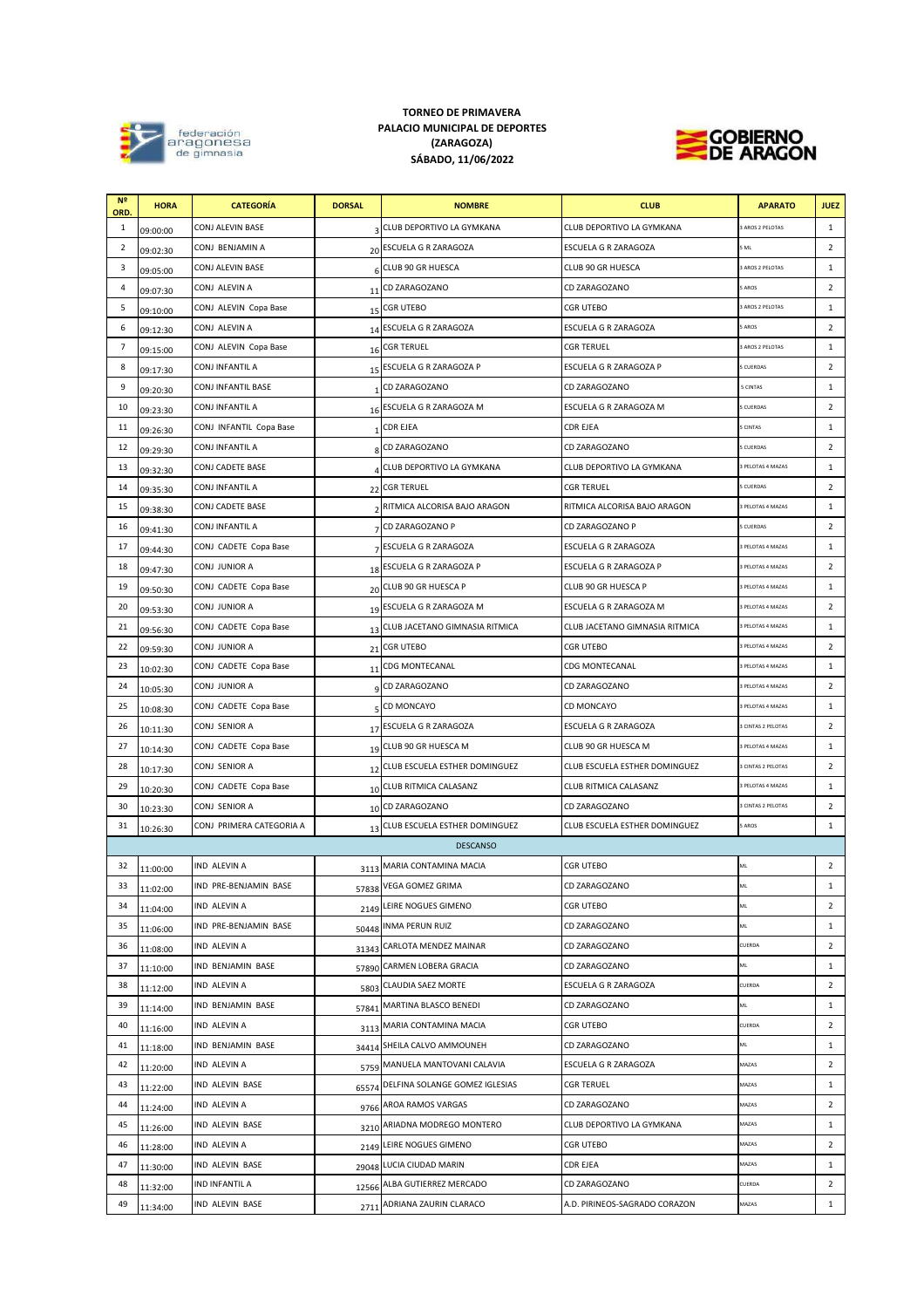**TORNEO DE PRIMAVERA**
**PALACIO MUNICIPAL DE DEPORTES**
**(ZARAGOZA)**
**SÁBADO, 11/06/2022**

| Nº ORD. | HORA | CATEGORÍA | DORSAL | NOMBRE | CLUB | APARATO | JUEZ |
|---|---|---|---|---|---|---|---|
| 1 | 09:00:00 | CONJ ALEVIN BASE | 3 | CLUB DEPORTIVO LA GYMKANA | CLUB DEPORTIVO LA GYMKANA | 3 AROS 2 PELOTAS | 1 |
| 2 | 09:02:30 | CONJ BENJAMIN A | 20 | ESCUELA G R ZARAGOZA | ESCUELA G R ZARAGOZA | 5 ML | 2 |
| 3 | 09:05:00 | CONJ ALEVIN BASE | 6 | CLUB 90 GR HUESCA | CLUB 90 GR HUESCA | 3 AROS 2 PELOTAS | 1 |
| 4 | 09:07:30 | CONJ ALEVIN A | 11 | CD ZARAGOZANO | CD ZARAGOZANO | 5 AROS | 2 |
| 5 | 09:10:00 | CONJ ALEVIN Copa Base | 15 | CGR UTEBO | CGR UTEBO | 3 AROS 2 PELOTAS | 1 |
| 6 | 09:12:30 | CONJ ALEVIN A | 14 | ESCUELA G R ZARAGOZA | ESCUELA G R ZARAGOZA | 5 AROS | 2 |
| 7 | 09:15:00 | CONJ ALEVIN Copa Base | 16 | CGR TERUEL | CGR TERUEL | 3 AROS 2 PELOTAS | 1 |
| 8 | 09:17:30 | CONJ INFANTIL A | 15 | ESCUELA G R ZARAGOZA P | ESCUELA G R ZARAGOZA P | 5 CUERDAS | 2 |
| 9 | 09:20:30 | CONJ INFANTIL BASE | 1 | CD ZARAGOZANO | CD ZARAGOZANO | 5 CINTAS | 1 |
| 10 | 09:23:30 | CONJ INFANTIL A | 16 | ESCUELA G R ZARAGOZA M | ESCUELA G R ZARAGOZA M | 5 CUERDAS | 2 |
| 11 | 09:26:30 | CONJ INFANTIL Copa Base | 1 | CDR EJEA | CDR EJEA | 5 CINTAS | 1 |
| 12 | 09:29:30 | CONJ INFANTIL A | 8 | CD ZARAGOZANO | CD ZARAGOZANO | 5 CUERDAS | 2 |
| 13 | 09:32:30 | CONJ CADETE BASE | 4 | CLUB DEPORTIVO LA GYMKANA | CLUB DEPORTIVO LA GYMKANA | 3 PELOTAS 4 MAZAS | 1 |
| 14 | 09:35:30 | CONJ INFANTIL A | 22 | CGR TERUEL | CGR TERUEL | 5 CUERDAS | 2 |
| 15 | 09:38:30 | CONJ CADETE BASE | 2 | RITMICA ALCORISA BAJO ARAGON | RITMICA ALCORISA BAJO ARAGON | 3 PELOTAS 4 MAZAS | 1 |
| 16 | 09:41:30 | CONJ INFANTIL A | 7 | CD ZARAGOZANO P | CD ZARAGOZANO P | 5 CUERDAS | 2 |
| 17 | 09:44:30 | CONJ CADETE Copa Base | 7 | ESCUELA G R ZARAGOZA | ESCUELA G R ZARAGOZA | 3 PELOTAS 4 MAZAS | 1 |
| 18 | 09:47:30 | CONJ JUNIOR A | 18 | ESCUELA G R ZARAGOZA P | ESCUELA G R ZARAGOZA P | 3 PELOTAS 4 MAZAS | 2 |
| 19 | 09:50:30 | CONJ CADETE Copa Base | 20 | CLUB 90 GR HUESCA P | CLUB 90 GR HUESCA P | 3 PELOTAS 4 MAZAS | 1 |
| 20 | 09:53:30 | CONJ JUNIOR A | 19 | ESCUELA G R ZARAGOZA M | ESCUELA G R ZARAGOZA M | 3 PELOTAS 4 MAZAS | 2 |
| 21 | 09:56:30 | CONJ CADETE Copa Base | 13 | CLUB JACETANO GIMNASIA RITMICA | CLUB JACETANO GIMNASIA RITMICA | 3 PELOTAS 4 MAZAS | 1 |
| 22 | 09:59:30 | CONJ JUNIOR A | 21 | CGR UTEBO | CGR UTEBO | 3 PELOTAS 4 MAZAS | 2 |
| 23 | 10:02:30 | CONJ CADETE Copa Base | 11 | CDG MONTECANAL | CDG MONTECANAL | 3 PELOTAS 4 MAZAS | 1 |
| 24 | 10:05:30 | CONJ JUNIOR A | 9 | CD ZARAGOZANO | CD ZARAGOZANO | 3 PELOTAS 4 MAZAS | 2 |
| 25 | 10:08:30 | CONJ CADETE Copa Base | 5 | CD MONCAYO | CD MONCAYO | 3 PELOTAS 4 MAZAS | 1 |
| 26 | 10:11:30 | CONJ SENIOR A | 17 | ESCUELA G R ZARAGOZA | ESCUELA G R ZARAGOZA | 3 CINTAS 2 PELOTAS | 2 |
| 27 | 10:14:30 | CONJ CADETE Copa Base | 19 | CLUB 90 GR HUESCA M | CLUB 90 GR HUESCA M | 3 PELOTAS 4 MAZAS | 1 |
| 28 | 10:17:30 | CONJ SENIOR A | 12 | CLUB ESCUELA ESTHER DOMINGUEZ | CLUB ESCUELA ESTHER DOMINGUEZ | 3 CINTAS 2 PELOTAS | 2 |
| 29 | 10:20:30 | CONJ CADETE Copa Base | 10 | CLUB RITMICA CALASANZ | CLUB RITMICA CALASANZ | 3 PELOTAS 4 MAZAS | 1 |
| 30 | 10:23:30 | CONJ SENIOR A | 10 | CD ZARAGOZANO | CD ZARAGOZANO | 3 CINTAS 2 PELOTAS | 2 |
| 31 | 10:26:30 | CONJ PRIMERA CATEGORIA A | 13 | CLUB ESCUELA ESTHER DOMINGUEZ | CLUB ESCUELA ESTHER DOMINGUEZ | 5 AROS | 1 |
| | | | | DESCANSO | | | |
| 32 | 11:00:00 | IND ALEVIN A | 3113 | MARIA CONTAMINA MACIA | CGR UTEBO | ML | 2 |
| 33 | 11:02:00 | IND PRE-BENJAMIN BASE | 57838 | VEGA GOMEZ GRIMA | CD ZARAGOZANO | ML | 1 |
| 34 | 11:04:00 | IND ALEVIN A | 2149 | LEIRE NOGUES GIMENO | CGR UTEBO | ML | 2 |
| 35 | 11:06:00 | IND PRE-BENJAMIN BASE | 50448 | INMA PERUN RUIZ | CD ZARAGOZANO | ML | 1 |
| 36 | 11:08:00 | IND ALEVIN A | 31343 | CARLOTA MENDEZ MAINAR | CD ZARAGOZANO | CUERDA | 2 |
| 37 | 11:10:00 | IND BENJAMIN BASE | 57890 | CARMEN LOBERA GRACIA | CD ZARAGOZANO | ML | 1 |
| 38 | 11:12:00 | IND ALEVIN A | 5803 | CLAUDIA SAEZ MORTE | ESCUELA G R ZARAGOZA | CUERDA | 2 |
| 39 | 11:14:00 | IND BENJAMIN BASE | 57841 | MARTINA BLASCO BENEDI | CD ZARAGOZANO | ML | 1 |
| 40 | 11:16:00 | IND ALEVIN A | 3113 | MARIA CONTAMINA MACIA | CGR UTEBO | CUERDA | 2 |
| 41 | 11:18:00 | IND BENJAMIN BASE | 34414 | SHEILA CALVO AMMOUNEH | CD ZARAGOZANO | ML | 1 |
| 42 | 11:20:00 | IND ALEVIN A | 5759 | MANUELA MANTOVANI CALAVIA | ESCUELA G R ZARAGOZA | MAZAS | 2 |
| 43 | 11:22:00 | IND ALEVIN BASE | 65574 | DELFINA SOLANGE GOMEZ IGLESIAS | CGR TERUEL | MAZAS | 1 |
| 44 | 11:24:00 | IND ALEVIN A | 9766 | AROA RAMOS VARGAS | CD ZARAGOZANO | MAZAS | 2 |
| 45 | 11:26:00 | IND ALEVIN BASE | 3210 | ARIADNA MODREGO MONTERO | CLUB DEPORTIVO LA GYMKANA | MAZAS | 1 |
| 46 | 11:28:00 | IND ALEVIN A | 2149 | LEIRE NOGUES GIMENO | CGR UTEBO | MAZAS | 2 |
| 47 | 11:30:00 | IND ALEVIN BASE | 29048 | LUCIA CIUDAD MARIN | CDR EJEA | MAZAS | 1 |
| 48 | 11:32:00 | IND INFANTIL A | 12566 | ALBA GUTIERREZ MERCADO | CD ZARAGOZANO | CUERDA | 2 |
| 49 | 11:34:00 | IND ALEVIN BASE | 2711 | ADRIANA ZAURIN CLARACO | A.D. PIRINEOS-SAGRADO CORAZON | MAZAS | 1 |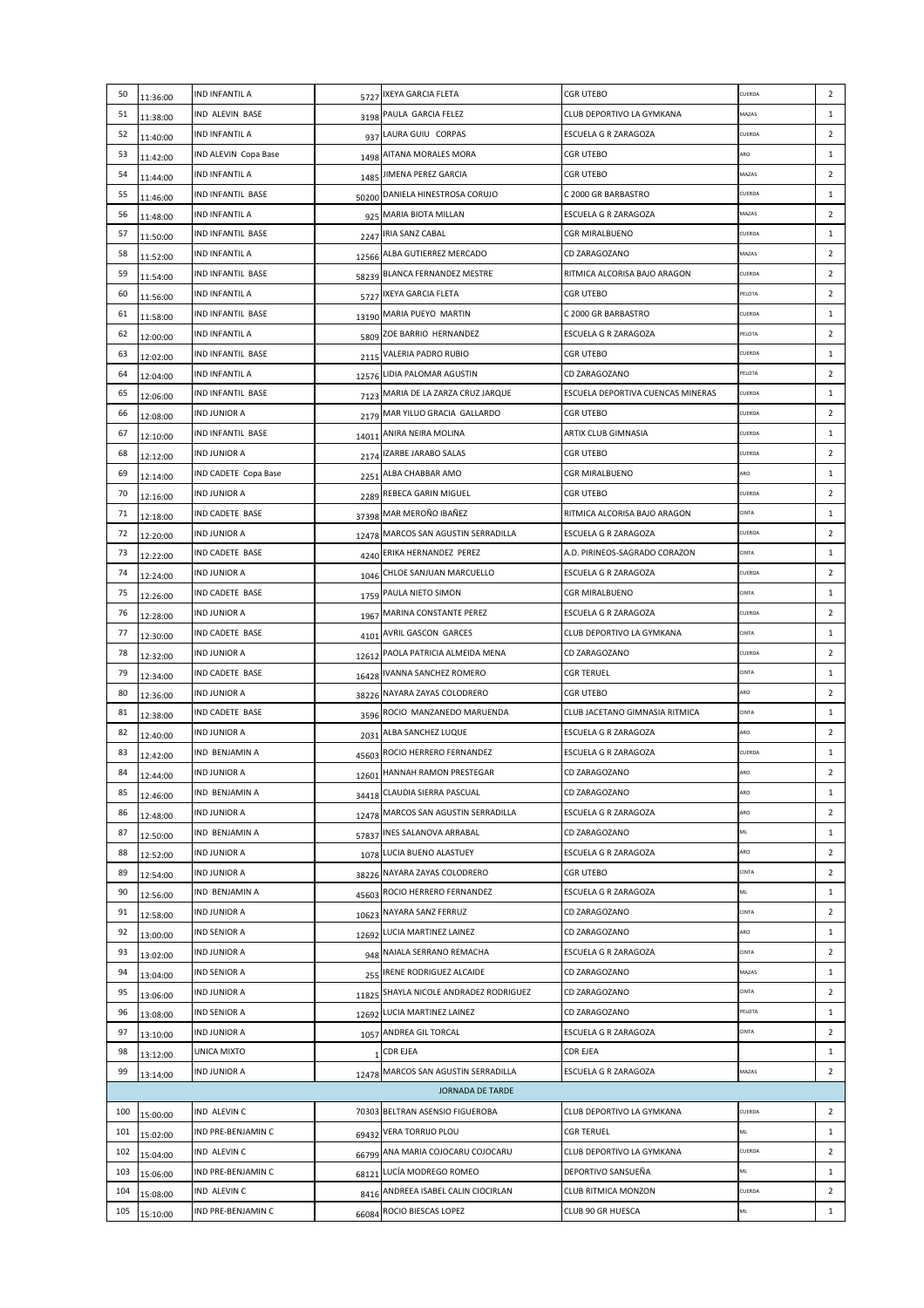| 50 | 11:36:00 | IND INFANTIL A | 5727 | IXEYA GARCIA FLETA | CGR UTEBO | CUERDA | 2 |
|---|---|---|---|---|---|---|---|
| 51 | 11:38:00 | IND ALEVIN BASE | 3198 | PAULA GARCIA FELEZ | CLUB DEPORTIVO LA GYMKANA | MAZAS | 1 |
| 52 | 11:40:00 | IND INFANTIL A | 937 | LAURA GUIU CORPAS | ESCUELA G R ZARAGOZA | CUERDA | 2 |
| 53 | 11:42:00 | IND ALEVIN Copa Base | 1498 | AITANA MORALES MORA | CGR UTEBO | ARO | 1 |
| 54 | 11:44:00 | IND INFANTIL A | 1485 | JIMENA PEREZ GARCIA | CGR UTEBO | MAZAS | 2 |
| 55 | 11:46:00 | IND INFANTIL BASE | 50200 | DANIELA HINESTROSA CORUJO | C 2000 GR BARBASTRO | CUERDA | 1 |
| 56 | 11:48:00 | IND INFANTIL A | 925 | MARIA BIOTA MILLAN | ESCUELA G R ZARAGOZA | MAZAS | 2 |
| 57 | 11:50:00 | IND INFANTIL BASE | 2247 | IRIA SANZ CABAL | CGR MIRALBUENO | CUERDA | 1 |
| 58 | 11:52:00 | IND INFANTIL A | 12566 | ALBA GUTIERREZ MERCADO | CD ZARAGOZANO | MAZAS | 2 |
| 59 | 11:54:00 | IND INFANTIL BASE | 58239 | BLANCA FERNANDEZ MESTRE | RITMICA ALCORISA BAJO ARAGON | CUERDA | 2 |
| 60 | 11:56:00 | IND INFANTIL A | 5727 | IXEYA GARCIA FLETA | CGR UTEBO | PELOTA | 2 |
| 61 | 11:58:00 | IND INFANTIL BASE | 13190 | MARIA PUEYO MARTIN | C 2000 GR BARBASTRO | CUERDA | 1 |
| 62 | 12:00:00 | IND INFANTIL A | 5809 | ZOE BARRIO HERNANDEZ | ESCUELA G R ZARAGOZA | PELOTA | 2 |
| 63 | 12:02:00 | IND INFANTIL BASE | 2115 | VALERIA PADRO RUBIO | CGR UTEBO | CUERDA | 1 |
| 64 | 12:04:00 | IND INFANTIL A | 12576 | LIDIA PALOMAR AGUSTIN | CD ZARAGOZANO | PELOTA | 2 |
| 65 | 12:06:00 | IND INFANTIL BASE | 7123 | MARIA DE LA ZARZA CRUZ JARQUE | ESCUELA DEPORTIVA CUENCAS MINERAS | CUERDA | 1 |
| 66 | 12:08:00 | IND JUNIOR A | 2179 | MAR YILUO GRACIA GALLARDO | CGR UTEBO | CUERDA | 2 |
| 67 | 12:10:00 | IND INFANTIL BASE | 14011 | ANIRA NEIRA MOLINA | ARTIX CLUB GIMNASIA | CUERDA | 1 |
| 68 | 12:12:00 | IND JUNIOR A | 2174 | IZARBE JARABO SALAS | CGR UTEBO | CUERDA | 2 |
| 69 | 12:14:00 | IND CADETE Copa Base | 2251 | ALBA CHABBAR AMO | CGR MIRALBUENO | ARO | 1 |
| 70 | 12:16:00 | IND JUNIOR A | 2289 | REBECA GARIN MIGUEL | CGR UTEBO | CUERDA | 2 |
| 71 | 12:18:00 | IND CADETE BASE | 37398 | MAR MEROÑO IBAÑEZ | RITMICA ALCORISA BAJO ARAGON | CINTA | 1 |
| 72 | 12:20:00 | IND JUNIOR A | 12478 | MARCOS SAN AGUSTIN SERRADILLA | ESCUELA G R ZARAGOZA | CUERDA | 2 |
| 73 | 12:22:00 | IND CADETE BASE | 4240 | ERIKA HERNANDEZ PEREZ | A.D. PIRINEOS-SAGRADO CORAZON | CINTA | 1 |
| 74 | 12:24:00 | IND JUNIOR A | 1046 | CHLOE SANJUAN MARCUELLO | ESCUELA G R ZARAGOZA | CUERDA | 2 |
| 75 | 12:26:00 | IND CADETE BASE | 1759 | PAULA NIETO SIMON | CGR MIRALBUENO | CINTA | 1 |
| 76 | 12:28:00 | IND JUNIOR A | 1967 | MARINA CONSTANTE PEREZ | ESCUELA G R ZARAGOZA | CUERDA | 2 |
| 77 | 12:30:00 | IND CADETE BASE | 4101 | AVRIL GASCON GARCES | CLUB DEPORTIVO LA GYMKANA | CINTA | 1 |
| 78 | 12:32:00 | IND JUNIOR A | 12612 | PAOLA PATRICIA ALMEIDA MENA | CD ZARAGOZANO | CUERDA | 2 |
| 79 | 12:34:00 | IND CADETE BASE | 16428 | IVANNA SANCHEZ ROMERO | CGR TERUEL | CINTA | 1 |
| 80 | 12:36:00 | IND JUNIOR A | 38226 | NAYARA ZAYAS COLODRERO | CGR UTEBO | ARO | 2 |
| 81 | 12:38:00 | IND CADETE BASE | 3596 | ROCIO MANZANEDO MARUENDA | CLUB JACETANO GIMNASIA RITMICA | CINTA | 1 |
| 82 | 12:40:00 | IND JUNIOR A | 2031 | ALBA SANCHEZ LUQUE | ESCUELA G R ZARAGOZA | ARO | 2 |
| 83 | 12:42:00 | IND BENJAMIN A | 45603 | ROCIO HERRERO FERNANDEZ | ESCUELA G R ZARAGOZA | CUERDA | 1 |
| 84 | 12:44:00 | IND JUNIOR A | 12601 | HANNAH RAMON PRESTEGAR | CD ZARAGOZANO | ARO | 2 |
| 85 | 12:46:00 | IND BENJAMIN A | 34418 | CLAUDIA SIERRA PASCUAL | CD ZARAGOZANO | ARO | 1 |
| 86 | 12:48:00 | IND JUNIOR A | 12478 | MARCOS SAN AGUSTIN SERRADILLA | ESCUELA G R ZARAGOZA | ARO | 2 |
| 87 | 12:50:00 | IND BENJAMIN A | 57837 | INES SALANOVA ARRABAL | CD ZARAGOZANO | ML | 1 |
| 88 | 12:52:00 | IND JUNIOR A | 1078 | LUCIA BUENO ALASTUEY | ESCUELA G R ZARAGOZA | ARO | 2 |
| 89 | 12:54:00 | IND JUNIOR A | 38226 | NAYARA ZAYAS COLODRERO | CGR UTEBO | CINTA | 2 |
| 90 | 12:56:00 | IND BENJAMIN A | 45603 | ROCIO HERRERO FERNANDEZ | ESCUELA G R ZARAGOZA | ML | 1 |
| 91 | 12:58:00 | IND JUNIOR A | 10623 | NAYARA SANZ FERRUZ | CD ZARAGOZANO | CINTA | 2 |
| 92 | 13:00:00 | IND SENIOR A | 12692 | LUCIA MARTINEZ LAINEZ | CD ZARAGOZANO | ARO | 1 |
| 93 | 13:02:00 | IND JUNIOR A | 948 | NAIALA SERRANO REMACHA | ESCUELA G R ZARAGOZA | CINTA | 2 |
| 94 | 13:04:00 | IND SENIOR A | 255 | IRENE RODRIGUEZ ALCAIDE | CD ZARAGOZANO | MAZAS | 1 |
| 95 | 13:06:00 | IND JUNIOR A | 11825 | SHAYLA NICOLE ANDRADEZ RODRIGUEZ | CD ZARAGOZANO | CINTA | 2 |
| 96 | 13:08:00 | IND SENIOR A | 12692 | LUCIA MARTINEZ LAINEZ | CD ZARAGOZANO | PELOTA | 1 |
| 97 | 13:10:00 | IND JUNIOR A | 1057 | ANDREA GIL TORCAL | ESCUELA G R ZARAGOZA | CINTA | 2 |
| 98 | 13:12:00 | UNICA MIXTO | 1 | CDR EJEA | CDR EJEA | | 1 |
| 99 | 13:14:00 | IND JUNIOR A | 12478 | MARCOS SAN AGUSTIN SERRADILLA | ESCUELA G R ZARAGOZA | MAZAS | 2 |
| | | | | JORNADA DE TARDE | | | |
| 100 | 15:00:00 | IND ALEVIN C | 70303 | BELTRAN ASENSIO FIGUEROBA | CLUB DEPORTIVO LA GYMKANA | CUERDA | 2 |
| 101 | 15:02:00 | IND PRE-BENJAMIN C | 69432 | VERA TORRIJO PLOU | CGR TERUEL | ML | 1 |
| 102 | 15:04:00 | IND ALEVIN C | 66799 | ANA MARIA COJOCARU COJOCARU | CLUB DEPORTIVO LA GYMKANA | CUERDA | 2 |
| 103 | 15:06:00 | IND PRE-BENJAMIN C | 68121 | LUCÍA MODREGO ROMEO | DEPORTIVO SANSUEÑA | ML | 1 |
| 104 | 15:08:00 | IND ALEVIN C | 8416 | ANDREEA ISABEL CALIN CIOCIRLAN | CLUB RITMICA MONZON | CUERDA | 2 |
| 105 | 15:10:00 | IND PRE-BENJAMIN C | 66084 | ROCIO BIESCAS LOPEZ | CLUB 90 GR HUESCA | ML | 1 |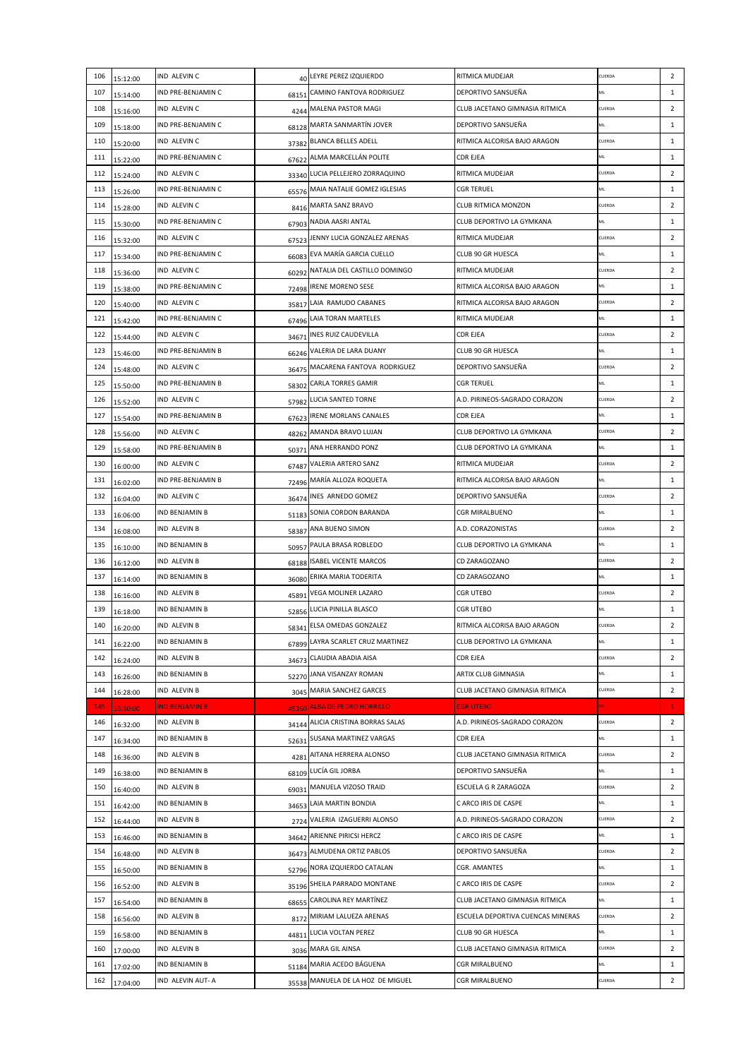| | | | | | | | |
|---|---|---|---|---|---|---|---|
| 106 | 15:12:00 | IND ALEVIN C | 40 | LEYRE PEREZ IZQUIERDO | RITMICA MUDEJAR | CUERDA | 2 |
| 107 | 15:14:00 | IND PRE-BENJAMIN C | 68151 | CAMINO FANTOVA RODRIGUEZ | DEPORTIVO SANSUEÑA | ML | 1 |
| 108 | 15:16:00 | IND ALEVIN C | 4244 | MALENA PASTOR MAGI | CLUB JACETANO GIMNASIA RITMICA | CUERDA | 2 |
| 109 | 15:18:00 | IND PRE-BENJAMIN C | 68128 | MARTA SANMARTÍN JOVER | DEPORTIVO SANSUEÑA | ML | 1 |
| 110 | 15:20:00 | IND ALEVIN C | 37382 | BLANCA BELLES ADELL | RITMICA ALCORISA BAJO ARAGON | CUERDA | 1 |
| 111 | 15:22:00 | IND PRE-BENJAMIN C | 67622 | ALMA MARCELLÁN POLITE | CDR EJEA | ML | 1 |
| 112 | 15:24:00 | IND ALEVIN C | 33340 | LUCIA PELLEJERO ZORRAQUINO | RITMICA MUDEJAR | CUERDA | 2 |
| 113 | 15:26:00 | IND PRE-BENJAMIN C | 65576 | MAIA NATALIE GOMEZ IGLESIAS | CGR TERUEL | ML | 1 |
| 114 | 15:28:00 | IND ALEVIN C | 8416 | MARTA SANZ BRAVO | CLUB RITMICA MONZON | CUERDA | 2 |
| 115 | 15:30:00 | IND PRE-BENJAMIN C | 67903 | NADIA AASRI ANTAL | CLUB DEPORTIVO LA GYMKANA | ML | 1 |
| 116 | 15:32:00 | IND ALEVIN C | 67523 | JENNY LUCIA GONZALEZ ARENAS | RITMICA MUDEJAR | CUERDA | 2 |
| 117 | 15:34:00 | IND PRE-BENJAMIN C | 66083 | EVA MARÍA GARCIA CUELLO | CLUB 90 GR HUESCA | ML | 1 |
| 118 | 15:36:00 | IND ALEVIN C | 60292 | NATALIA DEL CASTILLO DOMINGO | RITMICA MUDEJAR | CUERDA | 2 |
| 119 | 15:38:00 | IND PRE-BENJAMIN C | 72498 | IRENE MORENO SESE | RITMICA ALCORISA BAJO ARAGON | ML | 1 |
| 120 | 15:40:00 | IND ALEVIN C | 35817 | LAIA RAMUDO CABANES | RITMICA ALCORISA BAJO ARAGON | CUERDA | 2 |
| 121 | 15:42:00 | IND PRE-BENJAMIN C | 67496 | LAIA TORAN MARTELES | RITMICA MUDEJAR | ML | 1 |
| 122 | 15:44:00 | IND ALEVIN C | 34671 | INES RUIZ CAUDEVILLA | CDR EJEA | CUERDA | 2 |
| 123 | 15:46:00 | IND PRE-BENJAMIN B | 66246 | VALERIA DE LARA DUANY | CLUB 90 GR HUESCA | ML | 1 |
| 124 | 15:48:00 | IND ALEVIN C | 36475 | MACARENA FANTOVA RODRIGUEZ | DEPORTIVO SANSUEÑA | CUERDA | 2 |
| 125 | 15:50:00 | IND PRE-BENJAMIN B | 58302 | CARLA TORRES GAMIR | CGR TERUEL | ML | 1 |
| 126 | 15:52:00 | IND ALEVIN C | 57982 | LUCIA SANTED TORNE | A.D. PIRINEOS-SAGRADO CORAZON | CUERDA | 2 |
| 127 | 15:54:00 | IND PRE-BENJAMIN B | 67623 | IRENE MORLANS CANALES | CDR EJEA | ML | 1 |
| 128 | 15:56:00 | IND ALEVIN C | 48262 | AMANDA BRAVO LUJAN | CLUB DEPORTIVO LA GYMKANA | CUERDA | 2 |
| 129 | 15:58:00 | IND PRE-BENJAMIN B | 50371 | ANA HERRANDO PONZ | CLUB DEPORTIVO LA GYMKANA | ML | 1 |
| 130 | 16:00:00 | IND ALEVIN C | 67487 | VALERIA ARTERO SANZ | RITMICA MUDEJAR | CUERDA | 2 |
| 131 | 16:02:00 | IND PRE-BENJAMIN B | 72496 | MARÍA ALLOZA ROQUETA | RITMICA ALCORISA BAJO ARAGON | ML | 1 |
| 132 | 16:04:00 | IND ALEVIN C | 36474 | INES ARNEDO GOMEZ | DEPORTIVO SANSUEÑA | CUERDA | 2 |
| 133 | 16:06:00 | IND BENJAMIN B | 51183 | SONIA CORDON BARANDA | CGR MIRALBUENO | ML | 1 |
| 134 | 16:08:00 | IND ALEVIN B | 58387 | ANA BUENO SIMON | A.D. CORAZONISTAS | CUERDA | 2 |
| 135 | 16:10:00 | IND BENJAMIN B | 50957 | PAULA BRASA ROBLEDO | CLUB DEPORTIVO LA GYMKANA | ML | 1 |
| 136 | 16:12:00 | IND ALEVIN B | 68188 | ISABEL VICENTE MARCOS | CD ZARAGOZANO | CUERDA | 2 |
| 137 | 16:14:00 | IND BENJAMIN B | 36080 | ERIKA MARIA TODERITA | CD ZARAGOZANO | ML | 1 |
| 138 | 16:16:00 | IND ALEVIN B | 45891 | VEGA MOLINER LAZARO | CGR UTEBO | CUERDA | 2 |
| 139 | 16:18:00 | IND BENJAMIN B | 52856 | LUCIA PINILLA BLASCO | CGR UTEBO | ML | 1 |
| 140 | 16:20:00 | IND ALEVIN B | 58341 | ELSA OMEDAS GONZALEZ | RITMICA ALCORISA BAJO ARAGON | CUERDA | 2 |
| 141 | 16:22:00 | IND BENJAMIN B | 67899 | LAYRA SCARLET CRUZ MARTINEZ | CLUB DEPORTIVO LA GYMKANA | ML | 1 |
| 142 | 16:24:00 | IND ALEVIN B | 34673 | CLAUDIA ABADIA AISA | CDR EJEA | CUERDA | 2 |
| 143 | 16:26:00 | IND BENJAMIN B | 52270 | JANA VISANZAY ROMAN | ARTIX CLUB GIMNASIA | ML | 1 |
| 144 | 16:28:00 | IND ALEVIN B | 3045 | MARIA SANCHEZ GARCES | CLUB JACETANO GIMNASIA RITMICA | CUERDA | 2 |
| 145 | 16:30:00 | IND BENJAMIN B | 45360 | ALBA DE PEDRO HORRILLO | CGR UTEBO | ML | 1 |
| 146 | 16:32:00 | IND ALEVIN B | 34144 | ALICIA CRISTINA BORRAS SALAS | A.D. PIRINEOS-SAGRADO CORAZON | CUERDA | 2 |
| 147 | 16:34:00 | IND BENJAMIN B | 52631 | SUSANA MARTINEZ VARGAS | CDR EJEA | ML | 1 |
| 148 | 16:36:00 | IND ALEVIN B | 4281 | AITANA HERRERA ALONSO | CLUB JACETANO GIMNASIA RITMICA | CUERDA | 2 |
| 149 | 16:38:00 | IND BENJAMIN B | 68109 | LUCÍA GIL JORBA | DEPORTIVO SANSUEÑA | ML | 1 |
| 150 | 16:40:00 | IND ALEVIN B | 69031 | MANUELA VIZOSO TRAID | ESCUELA G R ZARAGOZA | CUERDA | 2 |
| 151 | 16:42:00 | IND BENJAMIN B | 34653 | LAIA MARTIN BONDIA | C ARCO IRIS DE CASPE | ML | 1 |
| 152 | 16:44:00 | IND ALEVIN B | 2724 | VALERIA IZAGUERRI ALONSO | A.D. PIRINEOS-SAGRADO CORAZON | CUERDA | 2 |
| 153 | 16:46:00 | IND BENJAMIN B | 34642 | ARIENNE PIRICSI HERCZ | C ARCO IRIS DE CASPE | ML | 1 |
| 154 | 16:48:00 | IND ALEVIN B | 36473 | ALMUDENA ORTIZ PABLOS | DEPORTIVO SANSUEÑA | CUERDA | 2 |
| 155 | 16:50:00 | IND BENJAMIN B | 52796 | NORA IZQUIERDO CATALAN | CGR. AMANTES | ML | 1 |
| 156 | 16:52:00 | IND ALEVIN B | 35196 | SHEILA PARRADO MONTANE | C ARCO IRIS DE CASPE | CUERDA | 2 |
| 157 | 16:54:00 | IND BENJAMIN B | 68655 | CAROLINA REY MARTÍNEZ | CLUB JACETANO GIMNASIA RITMICA | ML | 1 |
| 158 | 16:56:00 | IND ALEVIN B | 8172 | MIRIAM LALUEZA ARENAS | ESCUELA DEPORTIVA CUENCAS MINERAS | CUERDA | 2 |
| 159 | 16:58:00 | IND BENJAMIN B | 44811 | LUCIA VOLTAN PEREZ | CLUB 90 GR HUESCA | ML | 1 |
| 160 | 17:00:00 | IND ALEVIN B | 3036 | MARA GIL AINSA | CLUB JACETANO GIMNASIA RITMICA | CUERDA | 2 |
| 161 | 17:02:00 | IND BENJAMIN B | 51184 | MARIA ACEDO BÁGUENA | CGR MIRALBUENO | ML | 1 |
| 162 | 17:04:00 | IND ALEVIN AUT- A | 35538 | MANUELA DE LA HOZ DE MIGUEL | CGR MIRALBUENO | CUERDA | 2 |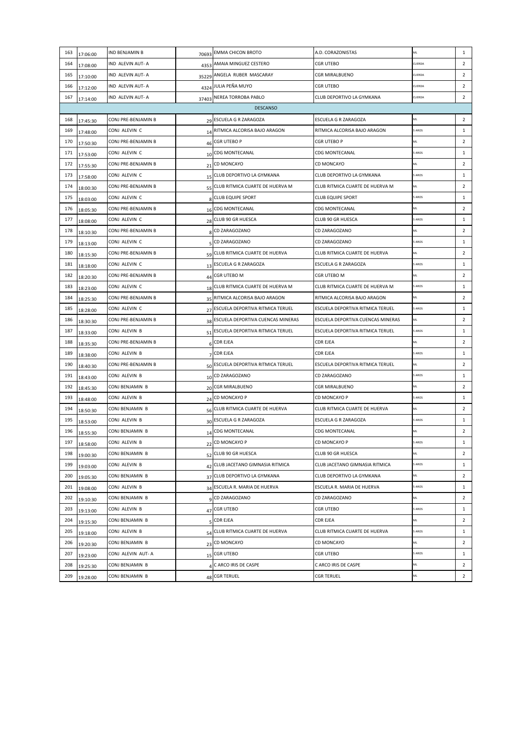| | | | | | | | |
|---|---|---|---|---|---|---|---|
| 163 | 17:06:00 | IND BENJAMIN B | 70693 | EMMA CHICON BROTO | A.D. CORAZONISTAS | ML | 1 |
| 164 | 17:08:00 | IND ALEVIN AUT- A | 4353 | AMAIA MINGUEZ CESTERO | CGR UTEBO | CUERDA | 2 |
| 165 | 17:10:00 | IND ALEVIN AUT- A | 35229 | ANGELA RUBER MASCARAY | CGR MIRALBUENO | CUERDA | 2 |
| 166 | 17:12:00 | IND ALEVIN AUT- A | 4324 | JULIA PEÑA MUYO | CGR UTEBO | CUERDA | 2 |
| 167 | 17:14:00 | IND ALEVIN AUT- A | 37403 | NEREA TORROBA PABLO | CLUB DEPORTIVO LA GYMKANA | CUERDA | 2 |
| | | | | DESCANSO | | | |
| 168 | 17:45:30 | CONJ PRE-BENJAMIN B | 29 | ESCUELA G R ZARAGOZA | ESCUELA G R ZARAGOZA | ML | 2 |
| 169 | 17:48:00 | CONJ ALEVIN C | 14 | RITMICA ALCORISA BAJO ARAGON | RITMICA ALCORISA BAJO ARAGON | 5 AROS | 1 |
| 170 | 17:50:30 | CONJ PRE-BENJAMIN B | 46 | CGR UTEBO P | CGR UTEBO P | ML | 2 |
| 171 | 17:53:00 | CONJ ALEVIN C | 10 | CDG MONTECANAL | CDG MONTECANAL | 5 AROS | 1 |
| 172 | 17:55:30 | CONJ PRE-BENJAMIN B | 21 | CD MONCAYO | CD MONCAYO | ML | 2 |
| 173 | 17:58:00 | CONJ ALEVIN C | 15 | CLUB DEPORTIVO LA GYMKANA | CLUB DEPORTIVO LA GYMKANA | 5 AROS | 1 |
| 174 | 18:00:30 | CONJ PRE-BENJAMIN B | 55 | CLUB RITMICA CUARTE DE HUERVA M | CLUB RITMICA CUARTE DE HUERVA M | ML | 2 |
| 175 | 18:03:00 | CONJ ALEVIN C | 8 | CLUB EQUIPE SPORT | CLUB EQUIPE SPORT | 5 AROS | 1 |
| 176 | 18:05:30 | CONJ PRE-BENJAMIN B | 16 | CDG MONTECANAL | CDG MONTECANAL | ML | 2 |
| 177 | 18:08:00 | CONJ ALEVIN C | 28 | CLUB 90 GR HUESCA | CLUB 90 GR HUESCA | 5 AROS | 1 |
| 178 | 18:10:30 | CONJ PRE-BENJAMIN B | 8 | CD ZARAGOZANO | CD ZARAGOZANO | ML | 2 |
| 179 | 18:13:00 | CONJ ALEVIN C | 5 | CD ZARAGOZANO | CD ZARAGOZANO | 5 AROS | 1 |
| 180 | 18:15:30 | CONJ PRE-BENJAMIN B | 59 | CLUB RITMICA CUARTE DE HUERVA | CLUB RITMICA CUARTE DE HUERVA | ML | 2 |
| 181 | 18:18:00 | CONJ ALEVIN C | 13 | ESCUELA G R ZARAGOZA | ESCUELA G R ZARAGOZA | 5 AROS | 1 |
| 182 | 18:20:30 | CONJ PRE-BENJAMIN B | 44 | CGR UTEBO M | CGR UTEBO M | ML | 2 |
| 183 | 18:23:00 | CONJ ALEVIN C | 18 | CLUB RITMICA CUARTE DE HUERVA M | CLUB RITMICA CUARTE DE HUERVA M | 5 AROS | 1 |
| 184 | 18:25:30 | CONJ PRE-BENJAMIN B | 35 | RITMICA ALCORISA BAJO ARAGON | RITMICA ALCORISA BAJO ARAGON | ML | 2 |
| 185 | 18:28:00 | CONJ ALEVIN C | 27 | ESCUELA DEPORTIVA RITMICA TERUEL | ESCUELA DEPORTIVA RITMICA TERUEL | 5 AROS | 1 |
| 186 | 18:30:30 | CONJ PRE-BENJAMIN B | 38 | ESCUELA DEPORTIVA CUENCAS MINERAS | ESCUELA DEPORTIVA CUENCAS MINERAS | ML | 2 |
| 187 | 18:33:00 | CONJ ALEVIN B | 51 | ESCUELA DEPORTIVA RITMICA TERUEL | ESCUELA DEPORTIVA RITMICA TERUEL | 5 AROS | 1 |
| 188 | 18:35:30 | CONJ PRE-BENJAMIN B | 6 | CDR EJEA | CDR EJEA | ML | 2 |
| 189 | 18:38:00 | CONJ ALEVIN B | 7 | CDR EJEA | CDR EJEA | 5 AROS | 1 |
| 190 | 18:40:30 | CONJ PRE-BENJAMIN B | 50 | ESCUELA DEPORTIVA RITMICA TERUEL | ESCUELA DEPORTIVA RITMICA TERUEL | ML | 2 |
| 191 | 18:43:00 | CONJ ALEVIN B | 10 | CD ZARAGOZANO | CD ZARAGOZANO | 5 AROS | 1 |
| 192 | 18:45:30 | CONJ BENJAMIN B | 20 | CGR MIRALBUENO | CGR MIRALBUENO | ML | 2 |
| 193 | 18:48:00 | CONJ ALEVIN B | 24 | CD MONCAYO P | CD MONCAYO P | 5 AROS | 1 |
| 194 | 18:50:30 | CONJ BENJAMIN B | 56 | CLUB RITMICA CUARTE DE HUERVA | CLUB RITMICA CUARTE DE HUERVA | ML | 2 |
| 195 | 18:53:00 | CONJ ALEVIN B | 30 | ESCUELA G R ZARAGOZA | ESCUELA G R ZARAGOZA | 5 AROS | 1 |
| 196 | 18:55:30 | CONJ BENJAMIN B | 14 | CDG MONTECANAL | CDG MONTECANAL | ML | 2 |
| 197 | 18:58:00 | CONJ ALEVIN B | 22 | CD MONCAYO P | CD MONCAYO P | 5 AROS | 1 |
| 198 | 19:00:30 | CONJ BENJAMIN B | 52 | CLUB 90 GR HUESCA | CLUB 90 GR HUESCA | ML | 2 |
| 199 | 19:03:00 | CONJ ALEVIN B | 42 | CLUB JACETANO GIMNASIA RITMICA | CLUB JACETANO GIMNASIA RITMICA | 5 AROS | 1 |
| 200 | 19:05:30 | CONJ BENJAMIN B | 37 | CLUB DEPORTIVO LA GYMKANA | CLUB DEPORTIVO LA GYMKANA | ML | 2 |
| 201 | 19:08:00 | CONJ ALEVIN B | 34 | ESCUELA R. MARIA DE HUERVA | ESCUELA R. MARIA DE HUERVA | 5 AROS | 1 |
| 202 | 19:10:30 | CONJ BENJAMIN B | 9 | CD ZARAGOZANO | CD ZARAGOZANO | ML | 2 |
| 203 | 19:13:00 | CONJ ALEVIN B | 47 | CGR UTEBO | CGR UTEBO | 5 AROS | 1 |
| 204 | 19:15:30 | CONJ BENJAMIN B | 5 | CDR EJEA | CDR EJEA | ML | 2 |
| 205 | 19:18:00 | CONJ ALEVIN B | 54 | CLUB RITMICA CUARTE DE HUERVA | CLUB RITMICA CUARTE DE HUERVA | 5 AROS | 1 |
| 206 | 19:20:30 | CONJ BENJAMIN B | 23 | CD MONCAYO | CD MONCAYO | ML | 2 |
| 207 | 19:23:00 | CONJ ALEVIN AUT- A | 15 | CGR UTEBO | CGR UTEBO | 5 AROS | 1 |
| 208 | 19:25:30 | CONJ BENJAMIN B | 4 | C ARCO IRIS DE CASPE | C ARCO IRIS DE CASPE | ML | 2 |
| 209 | 19:28:00 | CONJ BENJAMIN B | 48 | CGR TERUEL | CGR TERUEL | ML | 2 |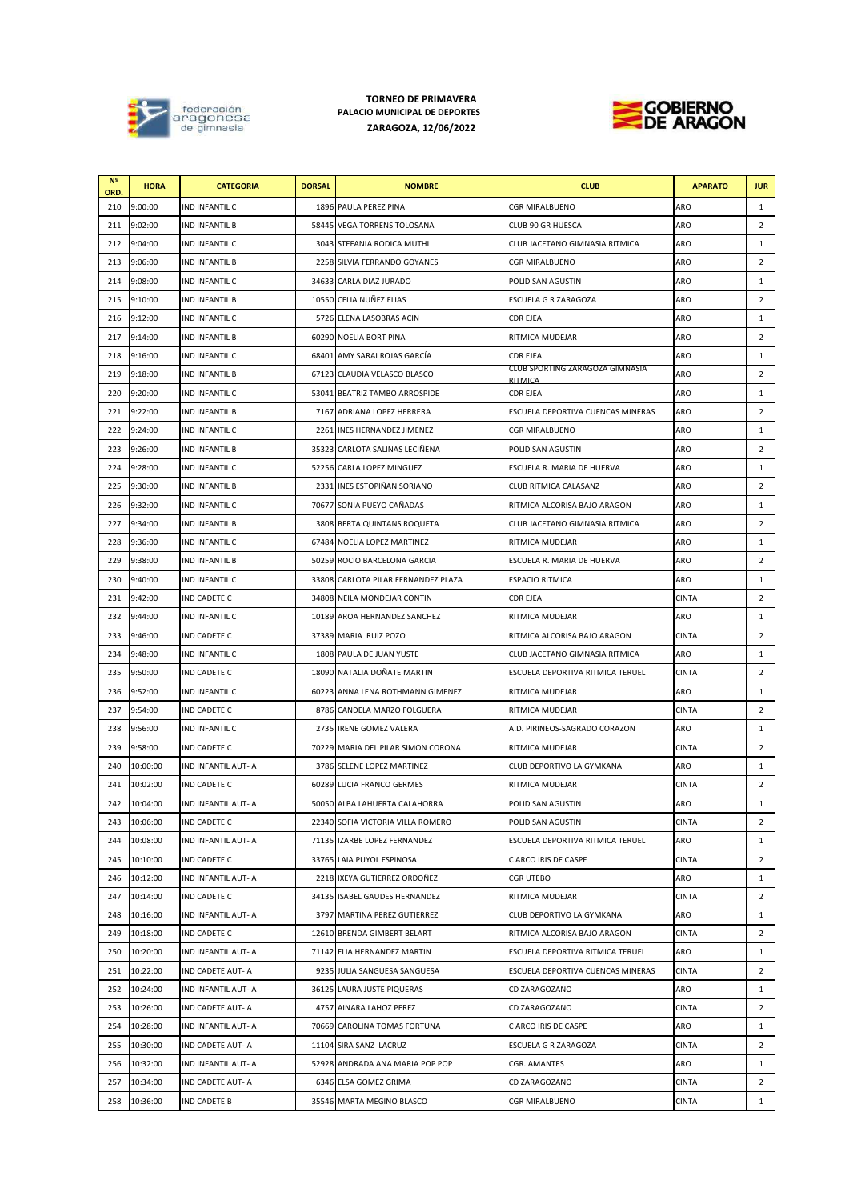**TORNEO DE PRIMAVERA**
**PALACIO MUNICIPAL DE DEPORTES**
**ZARAGOZA, 12/06/2022**

| Nº ORD. | HORA | CATEGORIA | DORSAL | NOMBRE | CLUB | APARATO | JUR |
|---|---|---|---|---|---|---|---|
| 210 | 9:00:00 | IND INFANTIL C | 1896 | PAULA PEREZ PINA | CGR MIRALBUENO | ARO | 1 |
| 211 | 9:02:00 | IND INFANTIL B | 58445 | VEGA TORRENS TOLOSANA | CLUB 90 GR HUESCA | ARO | 2 |
| 212 | 9:04:00 | IND INFANTIL C | 3043 | STEFANIA RODICA MUTHI | CLUB JACETANO GIMNASIA RITMICA | ARO | 1 |
| 213 | 9:06:00 | IND INFANTIL B | 2258 | SILVIA FERRANDO GOYANES | CGR MIRALBUENO | ARO | 2 |
| 214 | 9:08:00 | IND INFANTIL C | 34633 | CARLA DIAZ JURADO | POLID SAN AGUSTIN | ARO | 1 |
| 215 | 9:10:00 | IND INFANTIL B | 10550 | CELIA NUÑEZ ELIAS | ESCUELA G R ZARAGOZA | ARO | 2 |
| 216 | 9:12:00 | IND INFANTIL C | 5726 | ELENA LASOBRAS ACIN | CDR EJEA | ARO | 1 |
| 217 | 9:14:00 | IND INFANTIL B | 60290 | NOELIA BORT PINA | RITMICA MUDEJAR | ARO | 2 |
| 218 | 9:16:00 | IND INFANTIL C | 68401 | AMY SARAI ROJAS GARCÍA | CDR EJEA | ARO | 1 |
| 219 | 9:18:00 | IND INFANTIL B | 67123 | CLAUDIA VELASCO BLASCO | CLUB SPORTING ZARAGOZA GIMNASIA RITMICA | ARO | 2 |
| 220 | 9:20:00 | IND INFANTIL C | 53041 | BEATRIZ TAMBO ARROSPIDE | CDR EJEA | ARO | 1 |
| 221 | 9:22:00 | IND INFANTIL B | 7167 | ADRIANA LOPEZ HERRERA | ESCUELA DEPORTIVA CUENCAS MINERAS | ARO | 2 |
| 222 | 9:24:00 | IND INFANTIL C | 2261 | INES HERNANDEZ JIMENEZ | CGR MIRALBUENO | ARO | 1 |
| 223 | 9:26:00 | IND INFANTIL B | 35323 | CARLOTA SALINAS LECIÑENA | POLID SAN AGUSTIN | ARO | 2 |
| 224 | 9:28:00 | IND INFANTIL C | 52256 | CARLA LOPEZ MINGUEZ | ESCUELA R. MARIA DE HUERVA | ARO | 1 |
| 225 | 9:30:00 | IND INFANTIL B | 2331 | INES ESTOPIÑAN SORIANO | CLUB RITMICA CALASANZ | ARO | 2 |
| 226 | 9:32:00 | IND INFANTIL C | 70677 | SONIA PUEYO CAÑADAS | RITMICA ALCORISA BAJO ARAGON | ARO | 1 |
| 227 | 9:34:00 | IND INFANTIL B | 3808 | BERTA QUINTANS ROQUETA | CLUB JACETANO GIMNASIA RITMICA | ARO | 2 |
| 228 | 9:36:00 | IND INFANTIL C | 67484 | NOELIA LOPEZ MARTINEZ | RITMICA MUDEJAR | ARO | 1 |
| 229 | 9:38:00 | IND INFANTIL B | 50259 | ROCIO BARCELONA GARCIA | ESCUELA R. MARIA DE HUERVA | ARO | 2 |
| 230 | 9:40:00 | IND INFANTIL C | 33808 | CARLOTA PILAR FERNANDEZ PLAZA | ESPACIO RITMICA | ARO | 1 |
| 231 | 9:42:00 | IND CADETE C | 34808 | NEILA MONDEJAR CONTIN | CDR EJEA | CINTA | 2 |
| 232 | 9:44:00 | IND INFANTIL C | 10189 | AROA HERNANDEZ SANCHEZ | RITMICA MUDEJAR | ARO | 1 |
| 233 | 9:46:00 | IND CADETE C | 37389 | MARIA RUIZ POZO | RITMICA ALCORISA BAJO ARAGON | CINTA | 2 |
| 234 | 9:48:00 | IND INFANTIL C | 1808 | PAULA DE JUAN YUSTE | CLUB JACETANO GIMNASIA RITMICA | ARO | 1 |
| 235 | 9:50:00 | IND CADETE C | 18090 | NATALIA DOÑATE MARTIN | ESCUELA DEPORTIVA RITMICA TERUEL | CINTA | 2 |
| 236 | 9:52:00 | IND INFANTIL C | 60223 | ANNA LENA ROTHMANN GIMENEZ | RITMICA MUDEJAR | ARO | 1 |
| 237 | 9:54:00 | IND CADETE C | 8786 | CANDELA MARZO FOLGUERA | RITMICA MUDEJAR | CINTA | 2 |
| 238 | 9:56:00 | IND INFANTIL C | 2735 | IRENE GOMEZ VALERA | A.D. PIRINEOS-SAGRADO CORAZON | ARO | 1 |
| 239 | 9:58:00 | IND CADETE C | 70229 | MARIA DEL PILAR SIMON CORONA | RITMICA MUDEJAR | CINTA | 2 |
| 240 | 10:00:00 | IND INFANTIL AUT- A | 3786 | SELENE LOPEZ MARTINEZ | CLUB DEPORTIVO LA GYMKANA | ARO | 1 |
| 241 | 10:02:00 | IND CADETE C | 60289 | LUCIA FRANCO GERMES | RITMICA MUDEJAR | CINTA | 2 |
| 242 | 10:04:00 | IND INFANTIL AUT- A | 50050 | ALBA LAHUERTA CALAHORRA | POLID SAN AGUSTIN | ARO | 1 |
| 243 | 10:06:00 | IND CADETE C | 22340 | SOFIA VICTORIA VILLA ROMERO | POLID SAN AGUSTIN | CINTA | 2 |
| 244 | 10:08:00 | IND INFANTIL AUT- A | 71135 | IZARBE LOPEZ FERNANDEZ | ESCUELA DEPORTIVA RITMICA TERUEL | ARO | 1 |
| 245 | 10:10:00 | IND CADETE C | 33765 | LAIA PUYOL ESPINOSA | C ARCO IRIS DE CASPE | CINTA | 2 |
| 246 | 10:12:00 | IND INFANTIL AUT- A | 2218 | IXEYA GUTIERREZ ORDOÑEZ | CGR UTEBO | ARO | 1 |
| 247 | 10:14:00 | IND CADETE C | 34135 | ISABEL GAUDES HERNANDEZ | RITMICA MUDEJAR | CINTA | 2 |
| 248 | 10:16:00 | IND INFANTIL AUT- A | 3797 | MARTINA PEREZ GUTIERREZ | CLUB DEPORTIVO LA GYMKANA | ARO | 1 |
| 249 | 10:18:00 | IND CADETE C | 12610 | BRENDA GIMBERT BELART | RITMICA ALCORISA BAJO ARAGON | CINTA | 2 |
| 250 | 10:20:00 | IND INFANTIL AUT- A | 71142 | ELIA HERNANDEZ MARTIN | ESCUELA DEPORTIVA RITMICA TERUEL | ARO | 1 |
| 251 | 10:22:00 | IND CADETE AUT- A | 9235 | JULIA SANGUESA SANGUESA | ESCUELA DEPORTIVA CUENCAS MINERAS | CINTA | 2 |
| 252 | 10:24:00 | IND INFANTIL AUT- A | 36125 | LAURA JUSTE PIQUERAS | CD ZARAGOZANO | ARO | 1 |
| 253 | 10:26:00 | IND CADETE AUT- A | 4757 | AINARA LAHOZ PEREZ | CD ZARAGOZANO | CINTA | 2 |
| 254 | 10:28:00 | IND INFANTIL AUT- A | 70669 | CAROLINA TOMAS FORTUNA | C ARCO IRIS DE CASPE | ARO | 1 |
| 255 | 10:30:00 | IND CADETE AUT- A | 11104 | SIRA SANZ LACRUZ | ESCUELA G R ZARAGOZA | CINTA | 2 |
| 256 | 10:32:00 | IND INFANTIL AUT- A | 52928 | ANDRADA ANA MARIA POP POP | CGR. AMANTES | ARO | 1 |
| 257 | 10:34:00 | IND CADETE AUT- A | 6346 | ELSA GOMEZ GRIMA | CD ZARAGOZANO | CINTA | 2 |
| 258 | 10:36:00 | IND CADETE B | 35546 | MARTA MEGINO BLASCO | CGR MIRALBUENO | CINTA | 1 |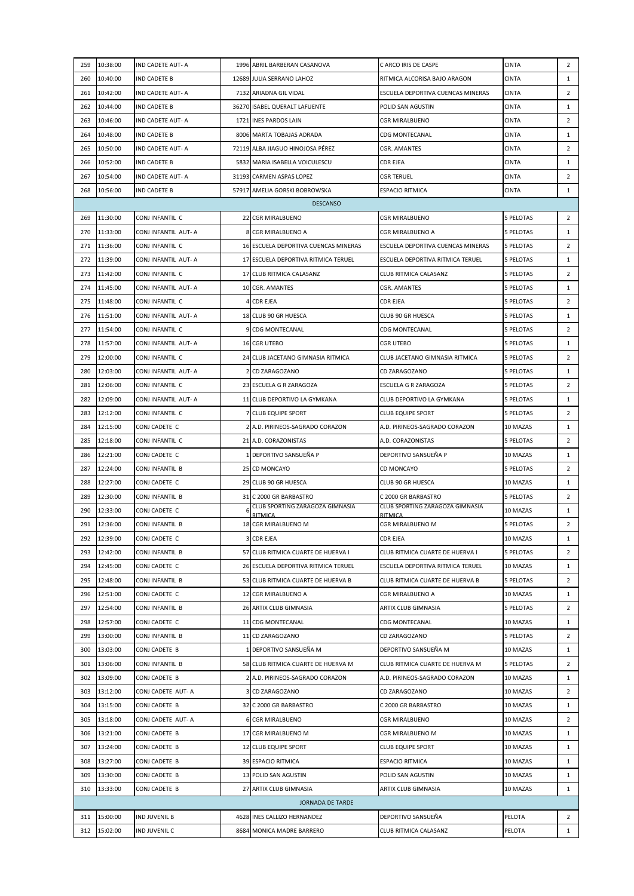| | | | | | | | |
|---|---|---|---|---|---|---|---|
| 259 | 10:38:00 | IND CADETE AUT- A | 1996 | ABRIL BARBERAN CASANOVA | C ARCO IRIS DE CASPE | CINTA | 2 |
| 260 | 10:40:00 | IND CADETE B | 12689 | JULIA SERRANO LAHOZ | RITMICA ALCORISA BAJO ARAGON | CINTA | 1 |
| 261 | 10:42:00 | IND CADETE AUT- A | 7132 | ARIADNA GIL VIDAL | ESCUELA DEPORTIVA CUENCAS MINERAS | CINTA | 2 |
| 262 | 10:44:00 | IND CADETE B | 36270 | ISABEL QUERALT LAFUENTE | POLID SAN AGUSTIN | CINTA | 1 |
| 263 | 10:46:00 | IND CADETE AUT- A | 1721 | INES PARDOS LAIN | CGR MIRALBUENO | CINTA | 2 |
| 264 | 10:48:00 | IND CADETE B | 8006 | MARTA TOBAJAS ADRADA | CDG MONTECANAL | CINTA | 1 |
| 265 | 10:50:00 | IND CADETE AUT- A | 72119 | ALBA JIAGUO HINOJOSA PÉREZ | CGR. AMANTES | CINTA | 2 |
| 266 | 10:52:00 | IND CADETE B | 5832 | MARIA ISABELLA VOICULESCU | CDR EJEA | CINTA | 1 |
| 267 | 10:54:00 | IND CADETE AUT- A | 31193 | CARMEN ASPAS LOPEZ | CGR TERUEL | CINTA | 2 |
| 268 | 10:56:00 | IND CADETE B | 57917 | AMELIA GORSKI BOBROWSKA | ESPACIO RITMICA | CINTA | 1 |
| | | | | DESCANSO | | | |
| 269 | 11:30:00 | CONJ INFANTIL C | 22 | CGR MIRALBUENO | CGR MIRALBUENO | 5 PELOTAS | 2 |
| 270 | 11:33:00 | CONJ INFANTIL AUT- A | 8 | CGR MIRALBUENO A | CGR MIRALBUENO A | 5 PELOTAS | 1 |
| 271 | 11:36:00 | CONJ INFANTIL C | 16 | ESCUELA DEPORTIVA CUENCAS MINERAS | ESCUELA DEPORTIVA CUENCAS MINERAS | 5 PELOTAS | 2 |
| 272 | 11:39:00 | CONJ INFANTIL AUT- A | 17 | ESCUELA DEPORTIVA RITMICA TERUEL | ESCUELA DEPORTIVA RITMICA TERUEL | 5 PELOTAS | 1 |
| 273 | 11:42:00 | CONJ INFANTIL C | 17 | CLUB RITMICA CALASANZ | CLUB RITMICA CALASANZ | 5 PELOTAS | 2 |
| 274 | 11:45:00 | CONJ INFANTIL AUT- A | 10 | CGR. AMANTES | CGR. AMANTES | 5 PELOTAS | 1 |
| 275 | 11:48:00 | CONJ INFANTIL C | 4 | CDR EJEA | CDR EJEA | 5 PELOTAS | 2 |
| 276 | 11:51:00 | CONJ INFANTIL AUT- A | 18 | CLUB 90 GR HUESCA | CLUB 90 GR HUESCA | 5 PELOTAS | 1 |
| 277 | 11:54:00 | CONJ INFANTIL C | 9 | CDG MONTECANAL | CDG MONTECANAL | 5 PELOTAS | 2 |
| 278 | 11:57:00 | CONJ INFANTIL AUT- A | 16 | CGR UTEBO | CGR UTEBO | 5 PELOTAS | 1 |
| 279 | 12:00:00 | CONJ INFANTIL C | 24 | CLUB JACETANO GIMNASIA RITMICA | CLUB JACETANO GIMNASIA RITMICA | 5 PELOTAS | 2 |
| 280 | 12:03:00 | CONJ INFANTIL AUT- A | 2 | CD ZARAGOZANO | CD ZARAGOZANO | 5 PELOTAS | 1 |
| 281 | 12:06:00 | CONJ INFANTIL C | 23 | ESCUELA G R ZARAGOZA | ESCUELA G R ZARAGOZA | 5 PELOTAS | 2 |
| 282 | 12:09:00 | CONJ INFANTIL AUT- A | 11 | CLUB DEPORTIVO LA GYMKANA | CLUB DEPORTIVO LA GYMKANA | 5 PELOTAS | 1 |
| 283 | 12:12:00 | CONJ INFANTIL C | 7 | CLUB EQUIPE SPORT | CLUB EQUIPE SPORT | 5 PELOTAS | 2 |
| 284 | 12:15:00 | CONJ CADETE C | 2 | A.D. PIRINEOS-SAGRADO CORAZON | A.D. PIRINEOS-SAGRADO CORAZON | 10 MAZAS | 1 |
| 285 | 12:18:00 | CONJ INFANTIL C | 21 | A.D. CORAZONISTAS | A.D. CORAZONISTAS | 5 PELOTAS | 2 |
| 286 | 12:21:00 | CONJ CADETE C | 1 | DEPORTIVO SANSUEÑA P | DEPORTIVO SANSUEÑA P | 10 MAZAS | 1 |
| 287 | 12:24:00 | CONJ INFANTIL B | 25 | CD MONCAYO | CD MONCAYO | 5 PELOTAS | 2 |
| 288 | 12:27:00 | CONJ CADETE C | 29 | CLUB 90 GR HUESCA | CLUB 90 GR HUESCA | 10 MAZAS | 1 |
| 289 | 12:30:00 | CONJ INFANTIL B | 31 | C 2000 GR BARBASTRO | C 2000 GR BARBASTRO | 5 PELOTAS | 2 |
| 290 | 12:33:00 | CONJ CADETE C | 6 | CLUB SPORTING ZARAGOZA GIMNASIA RITMICA | CLUB SPORTING ZARAGOZA GIMNASIA RITMICA | 10 MAZAS | 1 |
| 291 | 12:36:00 | CONJ INFANTIL B | 18 | CGR MIRALBUENO M | CGR MIRALBUENO M | 5 PELOTAS | 2 |
| 292 | 12:39:00 | CONJ CADETE C | 3 | CDR EJEA | CDR EJEA | 10 MAZAS | 1 |
| 293 | 12:42:00 | CONJ INFANTIL B | 57 | CLUB RITMICA CUARTE DE HUERVA I | CLUB RITMICA CUARTE DE HUERVA I | 5 PELOTAS | 2 |
| 294 | 12:45:00 | CONJ CADETE C | 26 | ESCUELA DEPORTIVA RITMICA TERUEL | ESCUELA DEPORTIVA RITMICA TERUEL | 10 MAZAS | 1 |
| 295 | 12:48:00 | CONJ INFANTIL B | 53 | CLUB RITMICA CUARTE DE HUERVA B | CLUB RITMICA CUARTE DE HUERVA B | 5 PELOTAS | 2 |
| 296 | 12:51:00 | CONJ CADETE C | 12 | CGR MIRALBUENO A | CGR MIRALBUENO A | 10 MAZAS | 1 |
| 297 | 12:54:00 | CONJ INFANTIL B | 26 | ARTIX CLUB GIMNASIA | ARTIX CLUB GIMNASIA | 5 PELOTAS | 2 |
| 298 | 12:57:00 | CONJ CADETE C | 11 | CDG MONTECANAL | CDG MONTECANAL | 10 MAZAS | 1 |
| 299 | 13:00:00 | CONJ INFANTIL B | 11 | CD ZARAGOZANO | CD ZARAGOZANO | 5 PELOTAS | 2 |
| 300 | 13:03:00 | CONJ CADETE B | 1 | DEPORTIVO SANSUEÑA M | DEPORTIVO SANSUEÑA M | 10 MAZAS | 1 |
| 301 | 13:06:00 | CONJ INFANTIL B | 58 | CLUB RITMICA CUARTE DE HUERVA M | CLUB RITMICA CUARTE DE HUERVA M | 5 PELOTAS | 2 |
| 302 | 13:09:00 | CONJ CADETE B | 2 | A.D. PIRINEOS-SAGRADO CORAZON | A.D. PIRINEOS-SAGRADO CORAZON | 10 MAZAS | 1 |
| 303 | 13:12:00 | CONJ CADETE AUT- A | 3 | CD ZARAGOZANO | CD ZARAGOZANO | 10 MAZAS | 2 |
| 304 | 13:15:00 | CONJ CADETE B | 32 | C 2000 GR BARBASTRO | C 2000 GR BARBASTRO | 10 MAZAS | 1 |
| 305 | 13:18:00 | CONJ CADETE AUT- A | 6 | CGR MIRALBUENO | CGR MIRALBUENO | 10 MAZAS | 2 |
| 306 | 13:21:00 | CONJ CADETE B | 17 | CGR MIRALBUENO M | CGR MIRALBUENO M | 10 MAZAS | 1 |
| 307 | 13:24:00 | CONJ CADETE B | 12 | CLUB EQUIPE SPORT | CLUB EQUIPE SPORT | 10 MAZAS | 1 |
| 308 | 13:27:00 | CONJ CADETE B | 39 | ESPACIO RITMICA | ESPACIO RITMICA | 10 MAZAS | 1 |
| 309 | 13:30:00 | CONJ CADETE B | 13 | POLID SAN AGUSTIN | POLID SAN AGUSTIN | 10 MAZAS | 1 |
| 310 | 13:33:00 | CONJ CADETE B | 27 | ARTIX CLUB GIMNASIA | ARTIX CLUB GIMNASIA | 10 MAZAS | 1 |
| | | | | JORNADA DE TARDE | | | |
| 311 | 15:00:00 | IND JUVENIL B | 4628 | INES CALLIZO HERNANDEZ | DEPORTIVO SANSUEÑA | PELOTA | 2 |
| 312 | 15:02:00 | IND JUVENIL C | 8684 | MONICA MADRE BARRERO | CLUB RITMICA CALASANZ | PELOTA | 1 |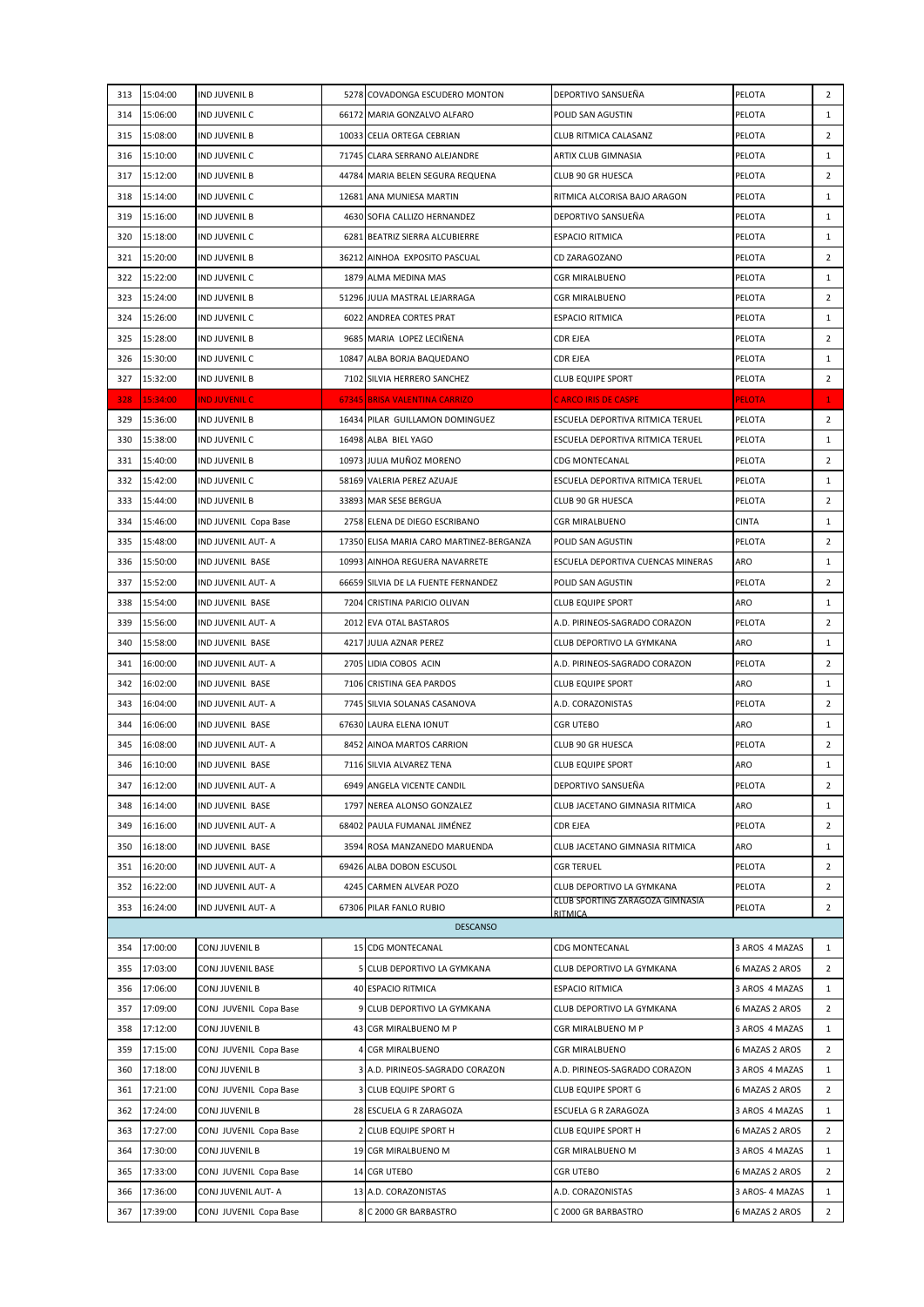| | | | | | | | |
|---|---|---|---|---|---|---|---|
| 313 | 15:04:00 | IND JUVENIL B | 5278 | COVADONGA ESCUDERO MONTON | DEPORTIVO SANSUEÑA | PELOTA | 2 |
| 314 | 15:06:00 | IND JUVENIL C | 66172 | MARIA GONZALVO ALFARO | POLID SAN AGUSTIN | PELOTA | 1 |
| 315 | 15:08:00 | IND JUVENIL B | 10033 | CELIA ORTEGA CEBRIAN | CLUB RITMICA CALASANZ | PELOTA | 2 |
| 316 | 15:10:00 | IND JUVENIL C | 71745 | CLARA SERRANO ALEJANDRE | ARTIX CLUB GIMNASIA | PELOTA | 1 |
| 317 | 15:12:00 | IND JUVENIL B | 44784 | MARIA BELEN SEGURA REQUENA | CLUB 90 GR HUESCA | PELOTA | 2 |
| 318 | 15:14:00 | IND JUVENIL C | 12681 | ANA MUNIESA MARTIN | RITMICA ALCORISA BAJO ARAGON | PELOTA | 1 |
| 319 | 15:16:00 | IND JUVENIL B | 4630 | SOFIA CALLIZO HERNANDEZ | DEPORTIVO SANSUEÑA | PELOTA | 1 |
| 320 | 15:18:00 | IND JUVENIL C | 6281 | BEATRIZ SIERRA ALCUBIERRE | ESPACIO RITMICA | PELOTA | 1 |
| 321 | 15:20:00 | IND JUVENIL B | 36212 | AINHOA EXPOSITO PASCUAL | CD ZARAGOZANO | PELOTA | 2 |
| 322 | 15:22:00 | IND JUVENIL C | 1879 | ALMA MEDINA MAS | CGR MIRALBUENO | PELOTA | 1 |
| 323 | 15:24:00 | IND JUVENIL B | 51296 | JULIA MASTRAL LEJARRAGA | CGR MIRALBUENO | PELOTA | 2 |
| 324 | 15:26:00 | IND JUVENIL C | 6022 | ANDREA CORTES PRAT | ESPACIO RITMICA | PELOTA | 1 |
| 325 | 15:28:00 | IND JUVENIL B | 9685 | MARIA LOPEZ LECIÑENA | CDR EJEA | PELOTA | 2 |
| 326 | 15:30:00 | IND JUVENIL C | 10847 | ALBA BORJA BAQUEDANO | CDR EJEA | PELOTA | 1 |
| 327 | 15:32:00 | IND JUVENIL B | 7102 | SILVIA HERRERO SANCHEZ | CLUB EQUIPE SPORT | PELOTA | 2 |
| 328 | 15:34:00 | IND JUVENIL C | 67345 | BRISA VALENTINA CARRIZO | C ARCO IRIS DE CASPE | PELOTA | 1 |
| 329 | 15:36:00 | IND JUVENIL B | 16434 | PILAR GUILLAMON DOMINGUEZ | ESCUELA DEPORTIVA RITMICA TERUEL | PELOTA | 2 |
| 330 | 15:38:00 | IND JUVENIL C | 16498 | ALBA BIEL YAGO | ESCUELA DEPORTIVA RITMICA TERUEL | PELOTA | 1 |
| 331 | 15:40:00 | IND JUVENIL B | 10973 | JULIA MUÑOZ MORENO | CDG MONTECANAL | PELOTA | 2 |
| 332 | 15:42:00 | IND JUVENIL C | 58169 | VALERIA PEREZ AZUAJE | ESCUELA DEPORTIVA RITMICA TERUEL | PELOTA | 1 |
| 333 | 15:44:00 | IND JUVENIL B | 33893 | MAR SESE BERGUA | CLUB 90 GR HUESCA | PELOTA | 2 |
| 334 | 15:46:00 | IND JUVENIL Copa Base | 2758 | ELENA DE DIEGO ESCRIBANO | CGR MIRALBUENO | CINTA | 1 |
| 335 | 15:48:00 | IND JUVENIL AUT- A | 17350 | ELISA MARIA CARO MARTINEZ-BERGANZA | POLID SAN AGUSTIN | PELOTA | 2 |
| 336 | 15:50:00 | IND JUVENIL BASE | 10993 | AINHOA REGUERA NAVARRETE | ESCUELA DEPORTIVA CUENCAS MINERAS | ARO | 1 |
| 337 | 15:52:00 | IND JUVENIL AUT- A | 66659 | SILVIA DE LA FUENTE FERNANDEZ | POLID SAN AGUSTIN | PELOTA | 2 |
| 338 | 15:54:00 | IND JUVENIL BASE | 7204 | CRISTINA PARICIO OLIVAN | CLUB EQUIPE SPORT | ARO | 1 |
| 339 | 15:56:00 | IND JUVENIL AUT- A | 2012 | EVA OTAL BASTAROS | A.D. PIRINEOS-SAGRADO CORAZON | PELOTA | 2 |
| 340 | 15:58:00 | IND JUVENIL BASE | 4217 | JULIA AZNAR PEREZ | CLUB DEPORTIVO LA GYMKANA | ARO | 1 |
| 341 | 16:00:00 | IND JUVENIL AUT- A | 2705 | LIDIA COBOS ACIN | A.D. PIRINEOS-SAGRADO CORAZON | PELOTA | 2 |
| 342 | 16:02:00 | IND JUVENIL BASE | 7106 | CRISTINA GEA PARDOS | CLUB EQUIPE SPORT | ARO | 1 |
| 343 | 16:04:00 | IND JUVENIL AUT- A | 7745 | SILVIA SOLANAS CASANOVA | A.D. CORAZONISTAS | PELOTA | 2 |
| 344 | 16:06:00 | IND JUVENIL BASE | 67630 | LAURA ELENA IONUT | CGR UTEBO | ARO | 1 |
| 345 | 16:08:00 | IND JUVENIL AUT- A | 8452 | AINOA MARTOS CARRION | CLUB 90 GR HUESCA | PELOTA | 2 |
| 346 | 16:10:00 | IND JUVENIL BASE | 7116 | SILVIA ALVAREZ TENA | CLUB EQUIPE SPORT | ARO | 1 |
| 347 | 16:12:00 | IND JUVENIL AUT- A | 6949 | ANGELA VICENTE CANDIL | DEPORTIVO SANSUEÑA | PELOTA | 2 |
| 348 | 16:14:00 | IND JUVENIL BASE | 1797 | NEREA ALONSO GONZALEZ | CLUB JACETANO GIMNASIA RITMICA | ARO | 1 |
| 349 | 16:16:00 | IND JUVENIL AUT- A | 68402 | PAULA FUMANAL JIMÉNEZ | CDR EJEA | PELOTA | 2 |
| 350 | 16:18:00 | IND JUVENIL BASE | 3594 | ROSA MANZANEDO MARUENDA | CLUB JACETANO GIMNASIA RITMICA | ARO | 1 |
| 351 | 16:20:00 | IND JUVENIL AUT- A | 69426 | ALBA DOBON ESCUSOL | CGR TERUEL | PELOTA | 2 |
| 352 | 16:22:00 | IND JUVENIL AUT- A | 4245 | CARMEN ALVEAR POZO | CLUB DEPORTIVO LA GYMKANA | PELOTA | 2 |
| 353 | 16:24:00 | IND JUVENIL AUT- A | 67306 | PILAR FANLO RUBIO | CLUB SPORTING ZARAGOZA GIMNASIA RITMICA | PELOTA | 2 |
| | | | | DESCANSO | | | |
| 354 | 17:00:00 | CONJ JUVENIL B | 15 | CDG MONTECANAL | CDG MONTECANAL | 3 AROS 4 MAZAS | 1 |
| 355 | 17:03:00 | CONJ JUVENIL BASE | 5 | CLUB DEPORTIVO LA GYMKANA | CLUB DEPORTIVO LA GYMKANA | 6 MAZAS 2 AROS | 2 |
| 356 | 17:06:00 | CONJ JUVENIL B | 40 | ESPACIO RITMICA | ESPACIO RITMICA | 3 AROS 4 MAZAS | 1 |
| 357 | 17:09:00 | CONJ JUVENIL Copa Base | 9 | CLUB DEPORTIVO LA GYMKANA | CLUB DEPORTIVO LA GYMKANA | 6 MAZAS 2 AROS | 2 |
| 358 | 17:12:00 | CONJ JUVENIL B | 43 | CGR MIRALBUENO M P | CGR MIRALBUENO M P | 3 AROS 4 MAZAS | 1 |
| 359 | 17:15:00 | CONJ JUVENIL Copa Base | 4 | CGR MIRALBUENO | CGR MIRALBUENO | 6 MAZAS 2 AROS | 2 |
| 360 | 17:18:00 | CONJ JUVENIL B | 3 | A.D. PIRINEOS-SAGRADO CORAZON | A.D. PIRINEOS-SAGRADO CORAZON | 3 AROS 4 MAZAS | 1 |
| 361 | 17:21:00 | CONJ JUVENIL Copa Base | 3 | CLUB EQUIPE SPORT G | CLUB EQUIPE SPORT G | 6 MAZAS 2 AROS | 2 |
| 362 | 17:24:00 | CONJ JUVENIL B | 28 | ESCUELA G R ZARAGOZA | ESCUELA G R ZARAGOZA | 3 AROS 4 MAZAS | 1 |
| 363 | 17:27:00 | CONJ JUVENIL Copa Base | 2 | CLUB EQUIPE SPORT H | CLUB EQUIPE SPORT H | 6 MAZAS 2 AROS | 2 |
| 364 | 17:30:00 | CONJ JUVENIL B | 19 | CGR MIRALBUENO M | CGR MIRALBUENO M | 3 AROS 4 MAZAS | 1 |
| 365 | 17:33:00 | CONJ JUVENIL Copa Base | 14 | CGR UTEBO | CGR UTEBO | 6 MAZAS 2 AROS | 2 |
| 366 | 17:36:00 | CONJ JUVENIL AUT- A | 13 | A.D. CORAZONISTAS | A.D. CORAZONISTAS | 3 AROS- 4 MAZAS | 1 |
| 367 | 17:39:00 | CONJ JUVENIL Copa Base | 8 | C 2000 GR BARBASTRO | C 2000 GR BARBASTRO | 6 MAZAS 2 AROS | 2 |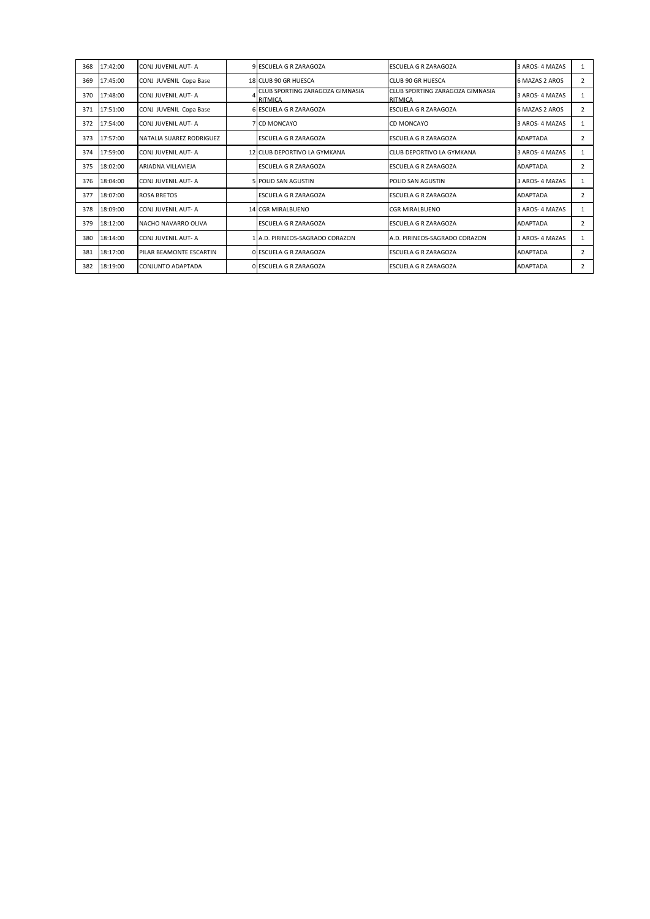| | | | | | | | |
|---|---|---|---|---|---|---|---|
| 368 | 17:42:00 | CONJ JUVENIL AUT- A | 9 | ESCUELA G R ZARAGOZA | ESCUELA G R ZARAGOZA | 3 AROS- 4 MAZAS | 1 |
| 369 | 17:45:00 | CONJ JUVENIL Copa Base | 18 | CLUB 90 GR HUESCA | CLUB 90 GR HUESCA | 6 MAZAS 2 AROS | 2 |
| 370 | 17:48:00 | CONJ JUVENIL AUT- A | 4 | CLUB SPORTING ZARAGOZA GIMNASIA RITMICA | CLUB SPORTING ZARAGOZA GIMNASIA RITMICA | 3 AROS- 4 MAZAS | 1 |
| 371 | 17:51:00 | CONJ JUVENIL Copa Base | 6 | ESCUELA G R ZARAGOZA | ESCUELA G R ZARAGOZA | 6 MAZAS 2 AROS | 2 |
| 372 | 17:54:00 | CONJ JUVENIL AUT- A | 7 | CD MONCAYO | CD MONCAYO | 3 AROS- 4 MAZAS | 1 |
| 373 | 17:57:00 | NATALIA SUAREZ RODRIGUEZ | | ESCUELA G R ZARAGOZA | ESCUELA G R ZARAGOZA | ADAPTADA | 2 |
| 374 | 17:59:00 | CONJ JUVENIL AUT- A | 12 | CLUB DEPORTIVO LA GYMKANA | CLUB DEPORTIVO LA GYMKANA | 3 AROS- 4 MAZAS | 1 |
| 375 | 18:02:00 | ARIADNA VILLAVIEJA | | ESCUELA G R ZARAGOZA | ESCUELA G R ZARAGOZA | ADAPTADA | 2 |
| 376 | 18:04:00 | CONJ JUVENIL AUT- A | 5 | POLID SAN AGUSTIN | POLID SAN AGUSTIN | 3 AROS- 4 MAZAS | 1 |
| 377 | 18:07:00 | ROSA BRETOS | | ESCUELA G R ZARAGOZA | ESCUELA G R ZARAGOZA | ADAPTADA | 2 |
| 378 | 18:09:00 | CONJ JUVENIL AUT- A | 14 | CGR MIRALBUENO | CGR MIRALBUENO | 3 AROS- 4 MAZAS | 1 |
| 379 | 18:12:00 | NACHO NAVARRO OLIVA | | ESCUELA G R ZARAGOZA | ESCUELA G R ZARAGOZA | ADAPTADA | 2 |
| 380 | 18:14:00 | CONJ JUVENIL AUT- A | 1 | A.D. PIRINEOS-SAGRADO CORAZON | A.D. PIRINEOS-SAGRADO CORAZON | 3 AROS- 4 MAZAS | 1 |
| 381 | 18:17:00 | PILAR BEAMONTE ESCARTIN | 0 | ESCUELA G R ZARAGOZA | ESCUELA G R ZARAGOZA | ADAPTADA | 2 |
| 382 | 18:19:00 | CONJUNTO ADAPTADA | 0 | ESCUELA G R ZARAGOZA | ESCUELA G R ZARAGOZA | ADAPTADA | 2 |